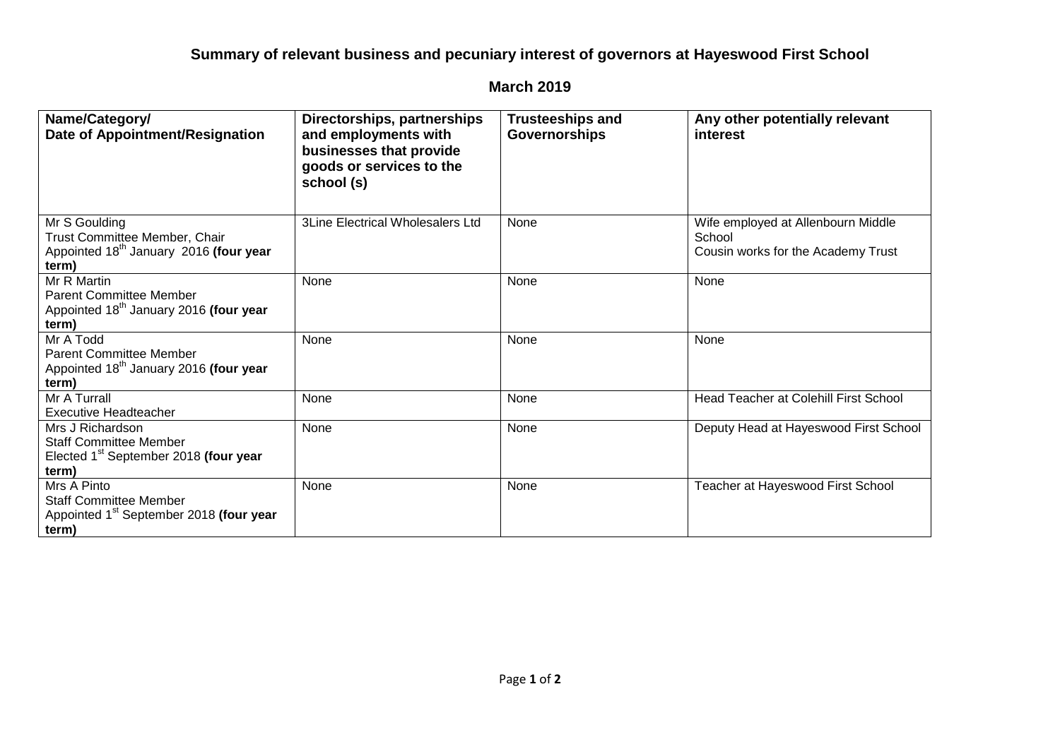# Summary of relevant business and pecuniary interest of governors at Hayeswood First School

## March 2019

| Name/Category/<br>Date of Appointment/Resignation | Directorships, partnerships and employments with businesses that provide goods or services to the school (s) | Trusteeships and Governorships | Any other potentially relevant interest |
|---|---|---|---|
| Mr S Goulding<br>Trust Committee Member, Chair<br>Appointed 18th January 2016 **(four year term)** | 3Line Electrical Wholesalers Ltd | None | Wife employed at Allenbourn Middle School<br>Cousin works for the Academy Trust |
| Mr R Martin<br>Parent Committee Member<br>Appointed 18th January 2016 **(four year term)** | None | None | None |
| Mr A Todd<br>Parent Committee Member<br>Appointed 18th January 2016 **(four year term)** | None | None | None |
| Mr A Turrall<br>Executive Headteacher | None | None | Head Teacher at Colehill First School |
| Mrs J Richardson<br>Staff Committee Member<br>Elected 1st September 2018 **(four year term)** | None | None | Deputy Head at Hayeswood First School |
| Mrs A Pinto<br>Staff Committee Member<br>Appointed 1st September 2018 **(four year term)** | None | None | Teacher at Hayeswood First School |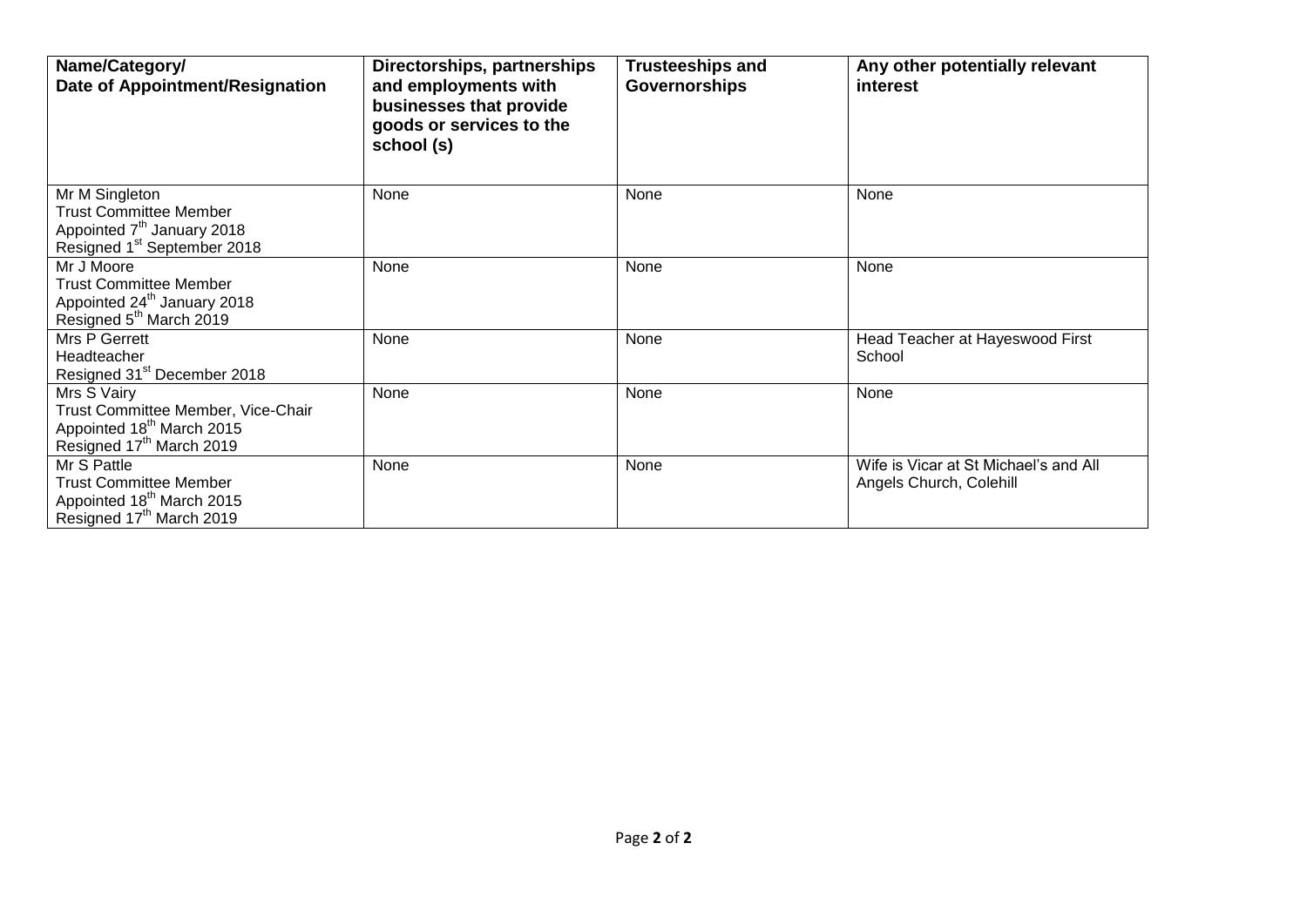| Name/Category/<br>Date of Appointment/Resignation | Directorships, partnerships and employments with businesses that provide goods or services to the school (s) | Trusteeships and Governorships | Any other potentially relevant interest |
|---|---|---|---|
| Mr M Singleton<br>Trust Committee Member<br>Appointed 7th January 2018<br>Resigned 1st September 2018 | None | None | None |
| Mr J Moore<br>Trust Committee Member<br>Appointed 24th January 2018<br>Resigned 5th March 2019 | None | None | None |
| Mrs P Gerrett<br>Headteacher<br>Resigned 31st December 2018 | None | None | Head Teacher at Hayeswood First School |
| Mrs S Vairy<br>Trust Committee Member, Vice-Chair<br>Appointed 18th March 2015<br>Resigned 17th March 2019 | None | None | None |
| Mr S Pattle<br>Trust Committee Member<br>Appointed 18th March 2015<br>Resigned 17th March 2019 | None | None | Wife is Vicar at St Michael's and All Angels Church, Colehill |